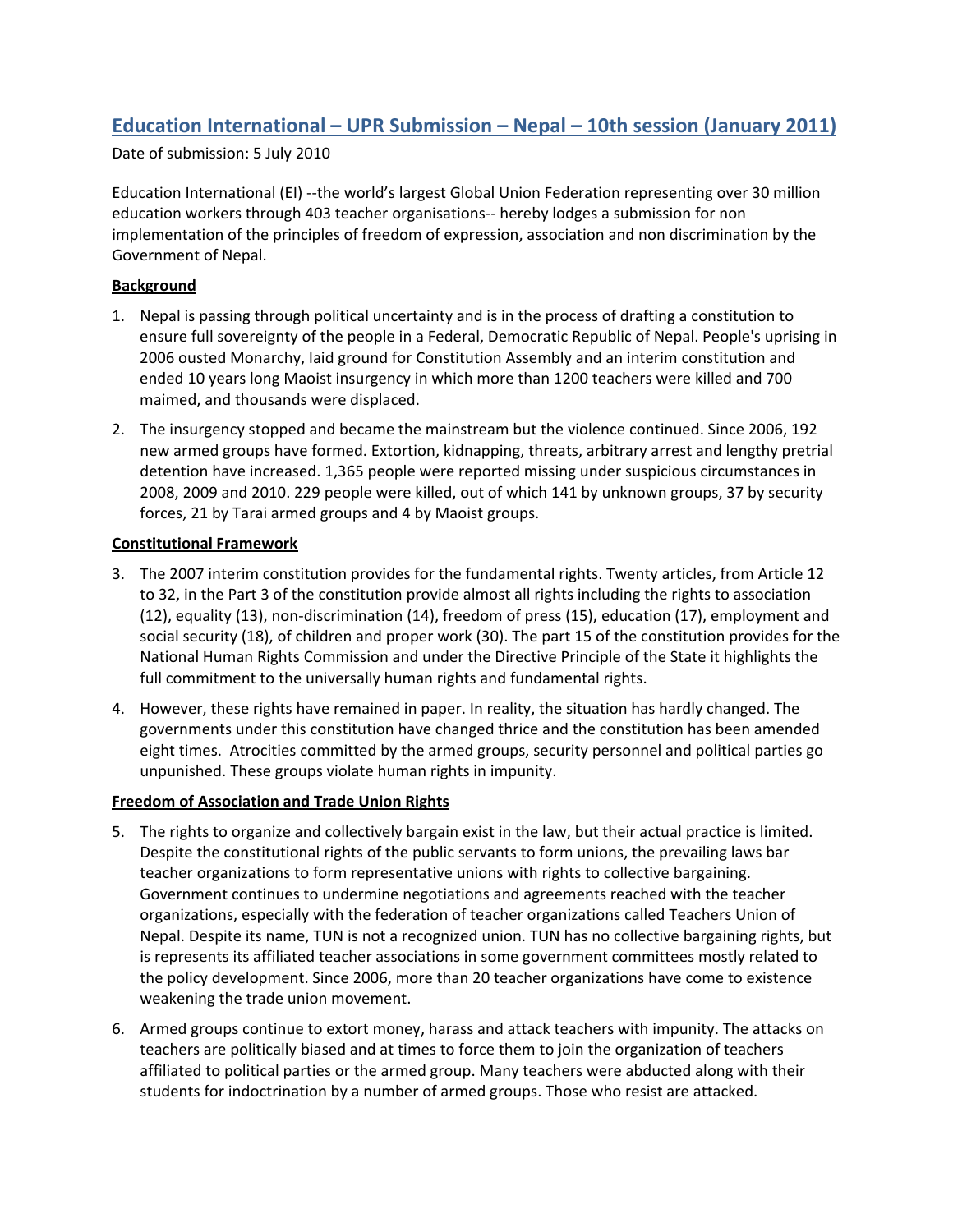# Education International – UPR Submission – Nepal – 10th session (January 2011)

Date of submission: 5 July 2010

Education International (EI) --the world's largest Global Union Federation representing over 30 million education workers through 403 teacher organisations-- hereby lodges a submission for non implementation of the principles of freedom of expression, association and non discrimination by the Government of Nepal.

## Background

1. Nepal is passing through political uncertainty and is in the process of drafting a constitution to ensure full sovereignty of the people in a Federal, Democratic Republic of Nepal. People's uprising in 2006 ousted Monarchy, laid ground for Constitution Assembly and an interim constitution and ended 10 years long Maoist insurgency in which more than 1200 teachers were killed and 700 maimed, and thousands were displaced.

2. The insurgency stopped and became the mainstream but the violence continued. Since 2006, 192 new armed groups have formed. Extortion, kidnapping, threats, arbitrary arrest and lengthy pretrial detention have increased. 1,365 people were reported missing under suspicious circumstances in 2008, 2009 and 2010. 229 people were killed, out of which 141 by unknown groups, 37 by security forces, 21 by Tarai armed groups and 4 by Maoist groups.

## Constitutional Framework

3. The 2007 interim constitution provides for the fundamental rights. Twenty articles, from Article 12 to 32, in the Part 3 of the constitution provide almost all rights including the rights to association (12), equality (13), non-discrimination (14), freedom of press (15), education (17), employment and social security (18), of children and proper work (30). The part 15 of the constitution provides for the National Human Rights Commission and under the Directive Principle of the State it highlights the full commitment to the universally human rights and fundamental rights.

4. However, these rights have remained in paper. In reality, the situation has hardly changed. The governments under this constitution have changed thrice and the constitution has been amended eight times. Atrocities committed by the armed groups, security personnel and political parties go unpunished. These groups violate human rights in impunity.

## Freedom of Association and Trade Union Rights

5. The rights to organize and collectively bargain exist in the law, but their actual practice is limited. Despite the constitutional rights of the public servants to form unions, the prevailing laws bar teacher organizations to form representative unions with rights to collective bargaining. Government continues to undermine negotiations and agreements reached with the teacher organizations, especially with the federation of teacher organizations called Teachers Union of Nepal. Despite its name, TUN is not a recognized union. TUN has no collective bargaining rights, but is represents its affiliated teacher associations in some government committees mostly related to the policy development. Since 2006, more than 20 teacher organizations have come to existence weakening the trade union movement.

6. Armed groups continue to extort money, harass and attack teachers with impunity. The attacks on teachers are politically biased and at times to force them to join the organization of teachers affiliated to political parties or the armed group. Many teachers were abducted along with their students for indoctrination by a number of armed groups. Those who resist are attacked.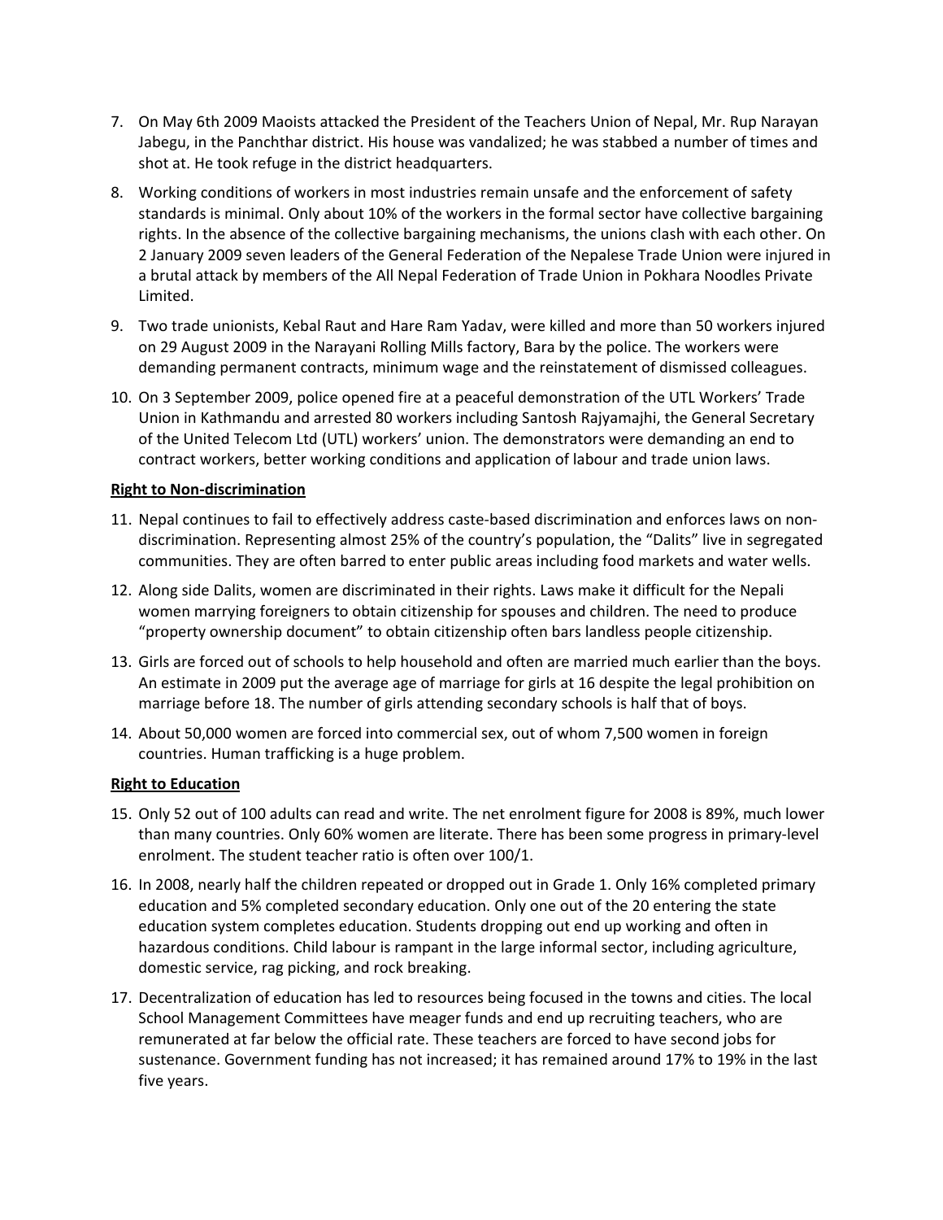7. On May 6th 2009 Maoists attacked the President of the Teachers Union of Nepal, Mr. Rup Narayan Jabegu, in the Panchthar district. His house was vandalized; he was stabbed a number of times and shot at. He took refuge in the district headquarters.

8. Working conditions of workers in most industries remain unsafe and the enforcement of safety standards is minimal. Only about 10% of the workers in the formal sector have collective bargaining rights. In the absence of the collective bargaining mechanisms, the unions clash with each other. On 2 January 2009 seven leaders of the General Federation of the Nepalese Trade Union were injured in a brutal attack by members of the All Nepal Federation of Trade Union in Pokhara Noodles Private Limited.

9. Two trade unionists, Kebal Raut and Hare Ram Yadav, were killed and more than 50 workers injured on 29 August 2009 in the Narayani Rolling Mills factory, Bara by the police. The workers were demanding permanent contracts, minimum wage and the reinstatement of dismissed colleagues.

10. On 3 September 2009, police opened fire at a peaceful demonstration of the UTL Workers' Trade Union in Kathmandu and arrested 80 workers including Santosh Rajyamajhi, the General Secretary of the United Telecom Ltd (UTL) workers' union. The demonstrators were demanding an end to contract workers, better working conditions and application of labour and trade union laws.

**Right to Non-discrimination**

11. Nepal continues to fail to effectively address caste-based discrimination and enforces laws on non-discrimination. Representing almost 25% of the country's population, the "Dalits" live in segregated communities. They are often barred to enter public areas including food markets and water wells.

12. Along side Dalits, women are discriminated in their rights. Laws make it difficult for the Nepali women marrying foreigners to obtain citizenship for spouses and children. The need to produce "property ownership document" to obtain citizenship often bars landless people citizenship.

13. Girls are forced out of schools to help household and often are married much earlier than the boys. An estimate in 2009 put the average age of marriage for girls at 16 despite the legal prohibition on marriage before 18. The number of girls attending secondary schools is half that of boys.

14. About 50,000 women are forced into commercial sex, out of whom 7,500 women in foreign countries. Human trafficking is a huge problem.

**Right to Education**

15. Only 52 out of 100 adults can read and write. The net enrolment figure for 2008 is 89%, much lower than many countries. Only 60% women are literate. There has been some progress in primary-level enrolment. The student teacher ratio is often over 100/1.

16. In 2008, nearly half the children repeated or dropped out in Grade 1. Only 16% completed primary education and 5% completed secondary education. Only one out of the 20 entering the state education system completes education. Students dropping out end up working and often in hazardous conditions. Child labour is rampant in the large informal sector, including agriculture, domestic service, rag picking, and rock breaking.

17. Decentralization of education has led to resources being focused in the towns and cities. The local School Management Committees have meager funds and end up recruiting teachers, who are remunerated at far below the official rate. These teachers are forced to have second jobs for sustenance. Government funding has not increased; it has remained around 17% to 19% in the last five years.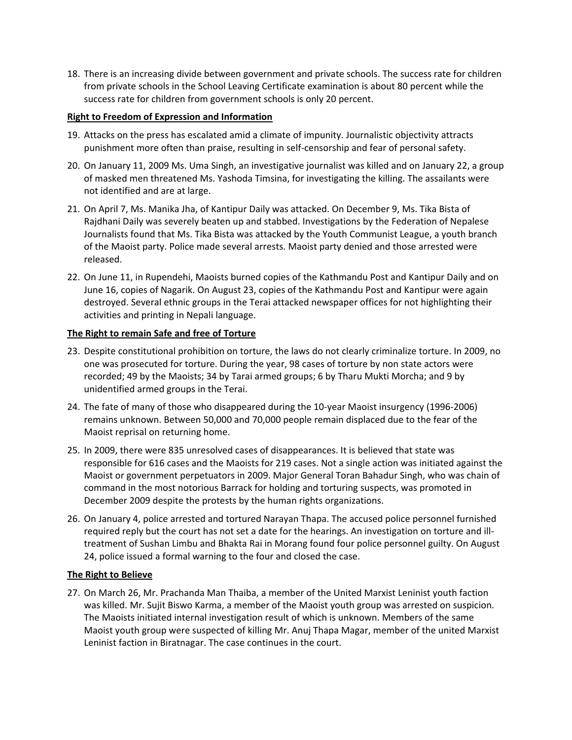18. There is an increasing divide between government and private schools. The success rate for children from private schools in the School Leaving Certificate examination is about 80 percent while the success rate for children from government schools is only 20 percent.

**Right to Freedom of Expression and Information**

19. Attacks on the press has escalated amid a climate of impunity. Journalistic objectivity attracts punishment more often than praise, resulting in self-censorship and fear of personal safety.

20. On January 11, 2009 Ms. Uma Singh, an investigative journalist was killed and on January 22, a group of masked men threatened Ms. Yashoda Timsina, for investigating the killing. The assailants were not identified and are at large.

21. On April 7, Ms. Manika Jha, of Kantipur Daily was attacked. On December 9, Ms. Tika Bista of Rajdhani Daily was severely beaten up and stabbed. Investigations by the Federation of Nepalese Journalists found that Ms. Tika Bista was attacked by the Youth Communist League, a youth branch of the Maoist party. Police made several arrests. Maoist party denied and those arrested were released.

22. On June 11, in Rupendehi, Maoists burned copies of the Kathmandu Post and Kantipur Daily and on June 16, copies of Nagarik. On August 23, copies of the Kathmandu Post and Kantipur were again destroyed. Several ethnic groups in the Terai attacked newspaper offices for not highlighting their activities and printing in Nepali language.

**The Right to remain Safe and free of Torture**

23. Despite constitutional prohibition on torture, the laws do not clearly criminalize torture. In 2009, no one was prosecuted for torture. During the year, 98 cases of torture by non state actors were recorded; 49 by the Maoists; 34 by Tarai armed groups; 6 by Tharu Mukti Morcha; and 9 by unidentified armed groups in the Terai.

24. The fate of many of those who disappeared during the 10-year Maoist insurgency (1996-2006) remains unknown. Between 50,000 and 70,000 people remain displaced due to the fear of the Maoist reprisal on returning home.

25. In 2009, there were 835 unresolved cases of disappearances. It is believed that state was responsible for 616 cases and the Maoists for 219 cases. Not a single action was initiated against the Maoist or government perpetuators in 2009. Major General Toran Bahadur Singh, who was chain of command in the most notorious Barrack for holding and torturing suspects, was promoted in December 2009 despite the protests by the human rights organizations.

26. On January 4, police arrested and tortured Narayan Thapa. The accused police personnel furnished required reply but the court has not set a date for the hearings. An investigation on torture and ill-treatment of Sushan Limbu and Bhakta Rai in Morang found four police personnel guilty. On August 24, police issued a formal warning to the four and closed the case.

**The Right to Believe**

27. On March 26, Mr. Prachanda Man Thaiba, a member of the United Marxist Leninist youth faction was killed. Mr. Sujit Biswo Karma, a member of the Maoist youth group was arrested on suspicion. The Maoists initiated internal investigation result of which is unknown. Members of the same Maoist youth group were suspected of killing Mr. Anuj Thapa Magar, member of the united Marxist Leninist faction in Biratnagar. The case continues in the court.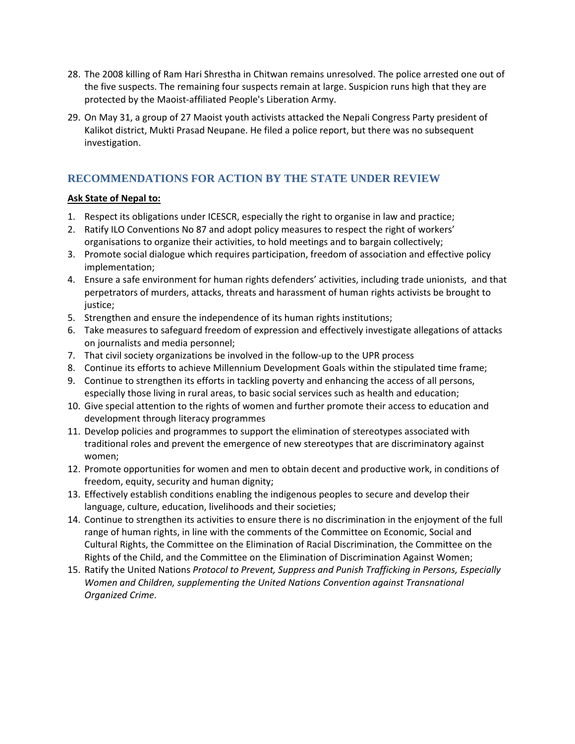28. The 2008 killing of Ram Hari Shrestha in Chitwan remains unresolved. The police arrested one out of the five suspects. The remaining four suspects remain at large. Suspicion runs high that they are protected by the Maoist-affiliated People's Liberation Army.
29. On May 31, a group of 27 Maoist youth activists attacked the Nepali Congress Party president of Kalikot district, Mukti Prasad Neupane. He filed a police report, but there was no subsequent investigation.

## RECOMMENDATIONS FOR ACTION BY THE STATE UNDER REVIEW

**Ask State of Nepal to:**

1. Respect its obligations under ICESCR, especially the right to organise in law and practice;
2. Ratify ILO Conventions No 87 and adopt policy measures to respect the right of workers' organisations to organize their activities, to hold meetings and to bargain collectively;
3. Promote social dialogue which requires participation, freedom of association and effective policy implementation;
4. Ensure a safe environment for human rights defenders' activities, including trade unionists, and that perpetrators of murders, attacks, threats and harassment of human rights activists be brought to justice;
5. Strengthen and ensure the independence of its human rights institutions;
6. Take measures to safeguard freedom of expression and effectively investigate allegations of attacks on journalists and media personnel;
7. That civil society organizations be involved in the follow-up to the UPR process
8. Continue its efforts to achieve Millennium Development Goals within the stipulated time frame;
9. Continue to strengthen its efforts in tackling poverty and enhancing the access of all persons, especially those living in rural areas, to basic social services such as health and education;
10. Give special attention to the rights of women and further promote their access to education and development through literacy programmes
11. Develop policies and programmes to support the elimination of stereotypes associated with traditional roles and prevent the emergence of new stereotypes that are discriminatory against women;
12. Promote opportunities for women and men to obtain decent and productive work, in conditions of freedom, equity, security and human dignity;
13. Effectively establish conditions enabling the indigenous peoples to secure and develop their language, culture, education, livelihoods and their societies;
14. Continue to strengthen its activities to ensure there is no discrimination in the enjoyment of the full range of human rights, in line with the comments of the Committee on Economic, Social and Cultural Rights, the Committee on the Elimination of Racial Discrimination, the Committee on the Rights of the Child, and the Committee on the Elimination of Discrimination Against Women;
15. Ratify the United Nations *Protocol to Prevent, Suppress and Punish Trafficking in Persons, Especially Women and Children, supplementing the United Nations Convention against Transnational Organized Crime*.